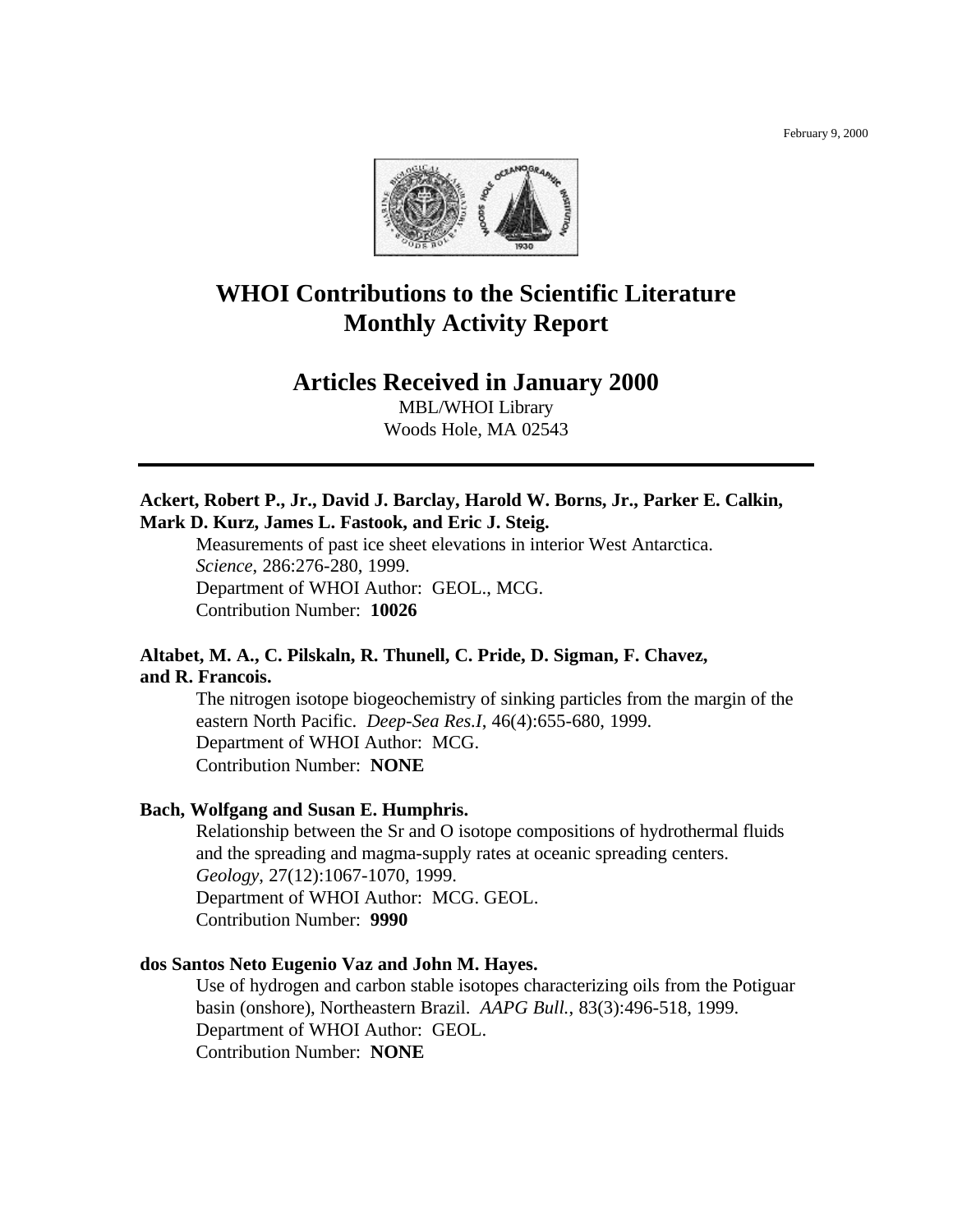February 9, 2000

# WHOI Contributions to the Scientific Literature Monthly Activity Report

## Articles Received in January 2000

MBL/WHOI Library
Woods Hole, MA 02543

---

**Ackert, Robert P., Jr., David J. Barclay, Harold W. Borns, Jr., Parker E. Calkin, Mark D. Kurz, James L. Fastook, and Eric J. Steig.**

Measurements of past ice sheet elevations in interior West Antarctica.
*Science*, 286:276-280, 1999.
Department of WHOI Author: GEOL., MCG.
Contribution Number: **10026**

**Altabet, M. A., C. Pilskaln, R. Thunell, C. Pride, D. Sigman, F. Chavez, and R. Francois.**

The nitrogen isotope biogeochemistry of sinking particles from the margin of the eastern North Pacific. *Deep-Sea Res.I*, 46(4):655-680, 1999.
Department of WHOI Author: MCG.
Contribution Number: **NONE**

**Bach, Wolfgang and Susan E. Humphris.**

Relationship between the Sr and O isotope compositions of hydrothermal fluids and the spreading and magma-supply rates at oceanic spreading centers.
*Geology*, 27(12):1067-1070, 1999.
Department of WHOI Author: MCG. GEOL.
Contribution Number: **9990**

**dos Santos Neto Eugenio Vaz and John M. Hayes.**

Use of hydrogen and carbon stable isotopes characterizing oils from the Potiguar basin (onshore), Northeastern Brazil. *AAPG Bull.*, 83(3):496-518, 1999.
Department of WHOI Author: GEOL.
Contribution Number: **NONE**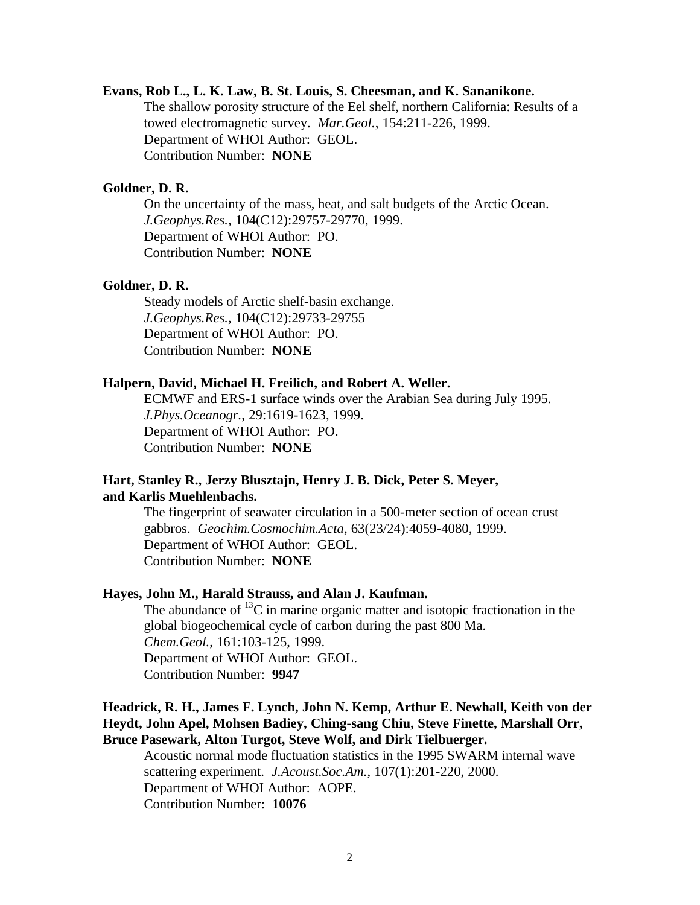**Evans, Rob L., L. K. Law, B. St. Louis, S. Cheesman, and K. Sananikone.**

The shallow porosity structure of the Eel shelf, northern California: Results of a towed electromagnetic survey. *Mar.Geol.*, 154:211-226, 1999.
Department of WHOI Author: GEOL.
Contribution Number: **NONE**

**Goldner, D. R.**

On the uncertainty of the mass, heat, and salt budgets of the Arctic Ocean. *J.Geophys.Res.*, 104(C12):29757-29770, 1999.
Department of WHOI Author: PO.
Contribution Number: **NONE**

**Goldner, D. R.**

Steady models of Arctic shelf-basin exchange.
*J.Geophys.Res.*, 104(C12):29733-29755
Department of WHOI Author: PO.
Contribution Number: **NONE**

**Halpern, David, Michael H. Freilich, and Robert A. Weller.**

ECMWF and ERS-1 surface winds over the Arabian Sea during July 1995. *J.Phys.Oceanogr.*, 29:1619-1623, 1999.
Department of WHOI Author: PO.
Contribution Number: **NONE**

**Hart, Stanley R., Jerzy Blusztajn, Henry J. B. Dick, Peter S. Meyer, and Karlis Muehlenbachs.**

The fingerprint of seawater circulation in a 500-meter section of ocean crust gabbros. *Geochim.Cosmochim.Acta*, 63(23/24):4059-4080, 1999.
Department of WHOI Author: GEOL.
Contribution Number: **NONE**

**Hayes, John M., Harald Strauss, and Alan J. Kaufman.**

The abundance of $^{13}C$ in marine organic matter and isotopic fractionation in the global biogeochemical cycle of carbon during the past 800 Ma. *Chem.Geol.*, 161:103-125, 1999.
Department of WHOI Author: GEOL.
Contribution Number: **9947**

**Headrick, R. H., James F. Lynch, John N. Kemp, Arthur E. Newhall, Keith von der Heydt, John Apel, Mohsen Badiey, Ching-sang Chiu, Steve Finette, Marshall Orr, Bruce Pasewark, Alton Turgot, Steve Wolf, and Dirk Tielbuerger.**

Acoustic normal mode fluctuation statistics in the 1995 SWARM internal wave scattering experiment. *J.Acoust.Soc.Am.*, 107(1):201-220, 2000.
Department of WHOI Author: AOPE.
Contribution Number: **10076**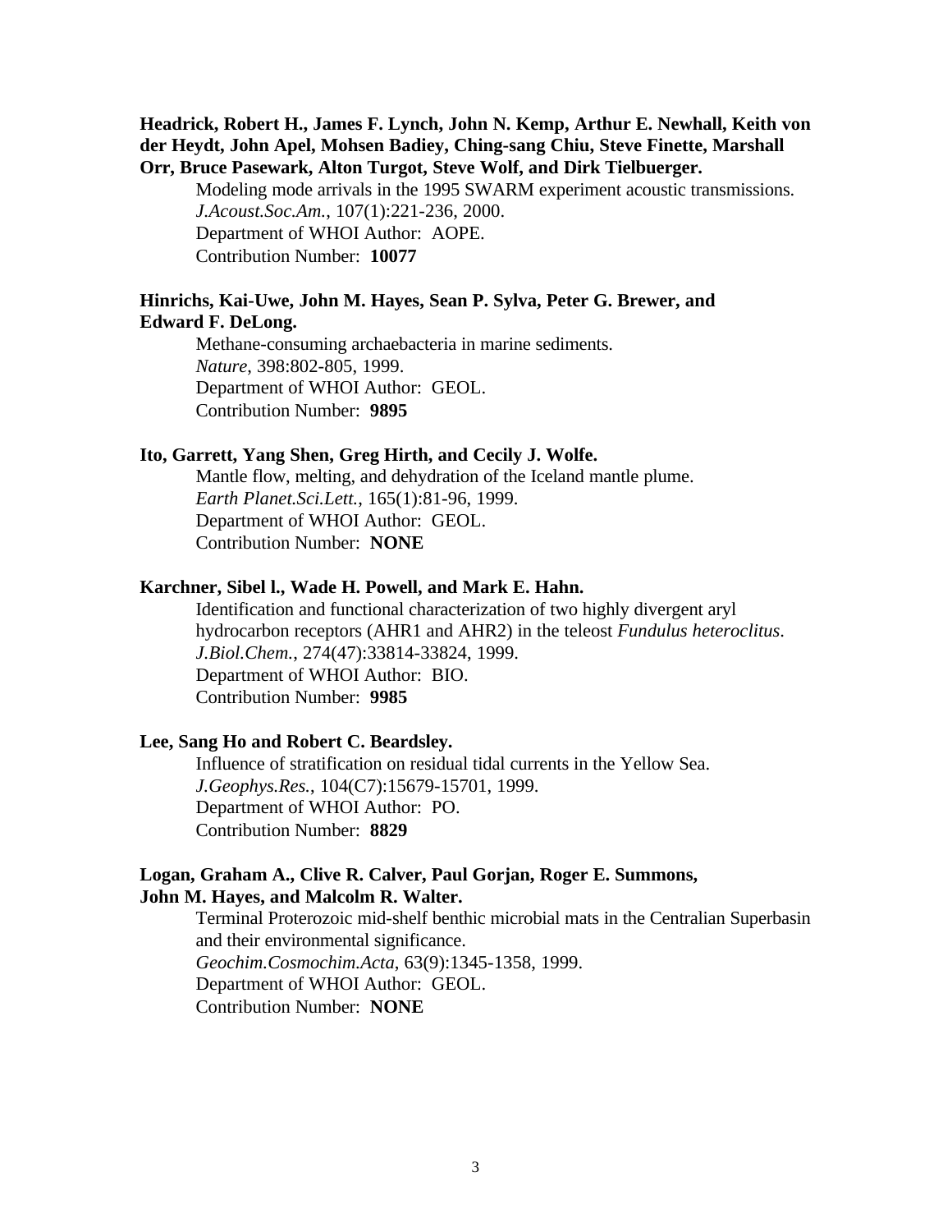**Headrick, Robert H., James F. Lynch, John N. Kemp, Arthur E. Newhall, Keith von der Heydt, John Apel, Mohsen Badiey, Ching-sang Chiu, Steve Finette, Marshall Orr, Bruce Pasewark, Alton Turgot, Steve Wolf, and Dirk Tielbuerger.**

Modeling mode arrivals in the 1995 SWARM experiment acoustic transmissions.
*J.Acoust.Soc.Am.*, 107(1):221-236, 2000.
Department of WHOI Author: AOPE.
Contribution Number: **10077**

**Hinrichs, Kai-Uwe, John M. Hayes, Sean P. Sylva, Peter G. Brewer, and Edward F. DeLong.**

Methane-consuming archaebacteria in marine sediments.
*Nature*, 398:802-805, 1999.
Department of WHOI Author: GEOL.
Contribution Number: **9895**

**Ito, Garrett, Yang Shen, Greg Hirth, and Cecily J. Wolfe.**

Mantle flow, melting, and dehydration of the Iceland mantle plume.
*Earth Planet.Sci.Lett.*, 165(1):81-96, 1999.
Department of WHOI Author: GEOL.
Contribution Number: **NONE**

**Karchner, Sibel l., Wade H. Powell, and Mark E. Hahn.**

Identification and functional characterization of two highly divergent aryl hydrocarbon receptors (AHR1 and AHR2) in the teleost *Fundulus heteroclitus*.
*J.Biol.Chem.*, 274(47):33814-33824, 1999.
Department of WHOI Author: BIO.
Contribution Number: **9985**

**Lee, Sang Ho and Robert C. Beardsley.**

Influence of stratification on residual tidal currents in the Yellow Sea.
*J.Geophys.Res.*, 104(C7):15679-15701, 1999.
Department of WHOI Author: PO.
Contribution Number: **8829**

**Logan, Graham A., Clive R. Calver, Paul Gorjan, Roger E. Summons, John M. Hayes, and Malcolm R. Walter.**

Terminal Proterozoic mid-shelf benthic microbial mats in the Centralian Superbasin and their environmental significance.
*Geochim.Cosmochim.Acta*, 63(9):1345-1358, 1999.
Department of WHOI Author: GEOL.
Contribution Number: **NONE**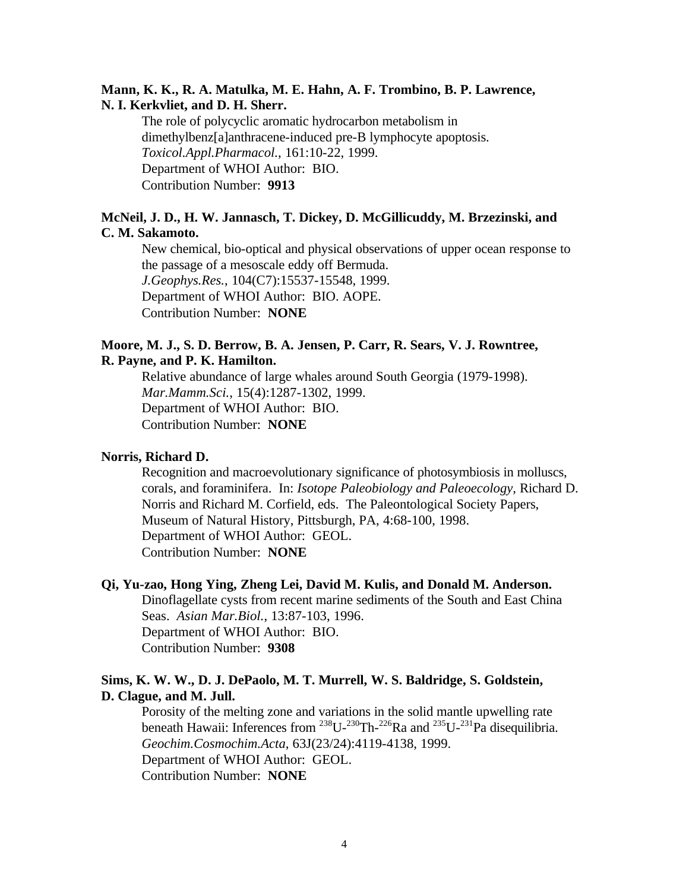**Mann, K. K., R. A. Matulka, M. E. Hahn, A. F. Trombino, B. P. Lawrence, N. I. Kerkvliet, and D. H. Sherr.**

The role of polycyclic aromatic hydrocarbon metabolism in dimethylbenz[a]anthracene-induced pre-B lymphocyte apoptosis.
*Toxicol.Appl.Pharmacol.*, 161:10-22, 1999.
Department of WHOI Author: BIO.
Contribution Number: **9913**

**McNeil, J. D., H. W. Jannasch, T. Dickey, D. McGillicuddy, M. Brzezinski, and C. M. Sakamoto.**

New chemical, bio-optical and physical observations of upper ocean response to the passage of a mesoscale eddy off Bermuda.
*J.Geophys.Res.*, 104(C7):15537-15548, 1999.
Department of WHOI Author: BIO. AOPE.
Contribution Number: **NONE**

**Moore, M. J., S. D. Berrow, B. A. Jensen, P. Carr, R. Sears, V. J. Rowntree, R. Payne, and P. K. Hamilton.**

Relative abundance of large whales around South Georgia (1979-1998).
*Mar.Mamm.Sci.*, 15(4):1287-1302, 1999.
Department of WHOI Author: BIO.
Contribution Number: **NONE**

**Norris, Richard D.**

Recognition and macroevolutionary significance of photosymbiosis in molluscs, corals, and foraminifera. In: *Isotope Paleobiology and Paleoecology,* Richard D. Norris and Richard M. Corfield, eds. The Paleontological Society Papers, Museum of Natural History, Pittsburgh, PA, 4:68-100, 1998.
Department of WHOI Author: GEOL.
Contribution Number: **NONE**

**Qi, Yu-zao, Hong Ying, Zheng Lei, David M. Kulis, and Donald M. Anderson.**

Dinoflagellate cysts from recent marine sediments of the South and East China Seas. *Asian Mar.Biol.*, 13:87-103, 1996.
Department of WHOI Author: BIO.
Contribution Number: **9308**

**Sims, K. W. W., D. J. DePaolo, M. T. Murrell, W. S. Baldridge, S. Goldstein, D. Clague, and M. Jull.**

Porosity of the melting zone and variations in the solid mantle upwelling rate beneath Hawaii: Inferences from $^{238}U$-$^{230}Th$-$^{226}Ra$ and $^{235}U$-$^{231}Pa$ disequilibria.
*Geochim.Cosmochim.Acta*, 63J(23/24):4119-4138, 1999.
Department of WHOI Author: GEOL.
Contribution Number: **NONE**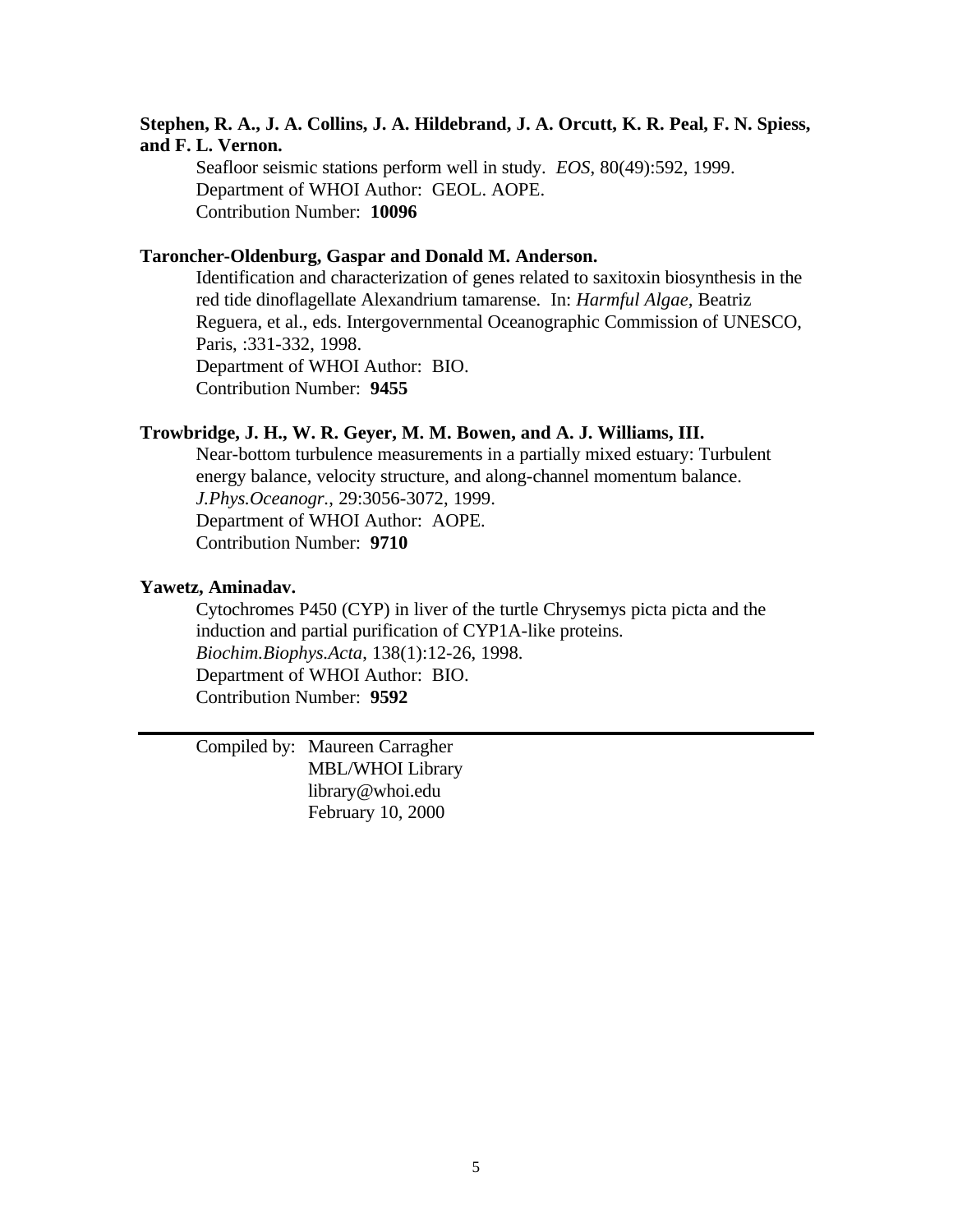**Stephen, R. A., J. A. Collins, J. A. Hildebrand, J. A. Orcutt, K. R. Peal, F. N. Spiess, and F. L. Vernon.**

Seafloor seismic stations perform well in study. *EOS*, 80(49):592, 1999.
Department of WHOI Author: GEOL. AOPE.
Contribution Number: **10096**

**Taroncher-Oldenburg, Gaspar and Donald M. Anderson.**

Identification and characterization of genes related to saxitoxin biosynthesis in the red tide dinoflagellate Alexandrium tamarense. In: *Harmful Algae*, Beatriz Reguera, et al., eds. Intergovernmental Oceanographic Commission of UNESCO, Paris, :331-332, 1998.
Department of WHOI Author: BIO.
Contribution Number: **9455**

**Trowbridge, J. H., W. R. Geyer, M. M. Bowen, and A. J. Williams, III.**

Near-bottom turbulence measurements in a partially mixed estuary: Turbulent energy balance, velocity structure, and along-channel momentum balance. *J.Phys.Oceanogr.*, 29:3056-3072, 1999.
Department of WHOI Author: AOPE.
Contribution Number: **9710**

**Yawetz, Aminadav.**

Cytochromes P450 (CYP) in liver of the turtle Chrysemys picta picta and the induction and partial purification of CYP1A-like proteins. *Biochim.Biophys.Acta*, 138(1):12-26, 1998.
Department of WHOI Author: BIO.
Contribution Number: **9592**

---

Compiled by: Maureen Carragher
MBL/WHOI Library
library@whoi.edu
February 10, 2000